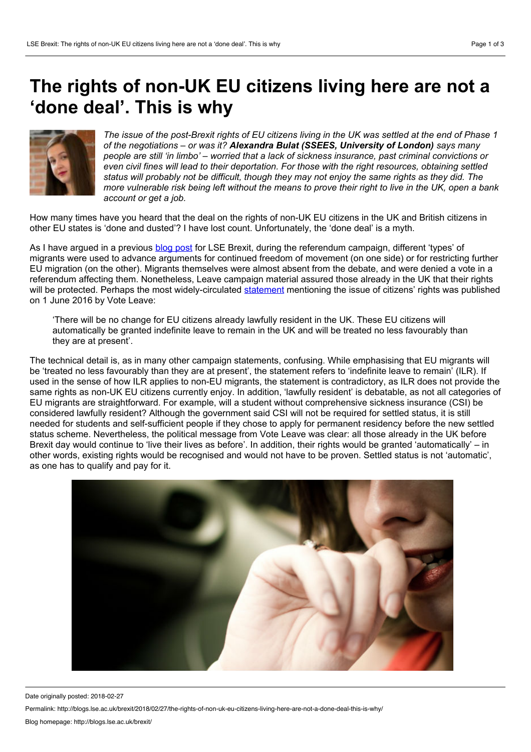# The rights of non-UK EU citizens living here are not a 'done deal'. This is why

*The issue of the post-Brexit rights of EU citizens living in the UK was settled at the end of Phase 1 of the negotiations – or was it? **Alexandra Bulat (SSEES, University of London)** says many people are still 'in limbo' – worried that a lack of sickness insurance, past criminal convictions or even civil fines will lead to their deportation. For those with the right resources, obtaining settled status will probably not be difficult, though they may not enjoy the same rights as they did. The more vulnerable risk being left without the means to prove their right to live in the UK, open a bank account or get a job.*

How many times have you heard that the deal on the rights of non-UK EU citizens in the UK and British citizens in other EU states is 'done and dusted'? I have lost count. Unfortunately, the 'done deal' is a myth.

As I have argued in a previous blog post for LSE Brexit, during the referendum campaign, different 'types' of migrants were used to advance arguments for continued freedom of movement (on one side) or for restricting further EU migration (on the other). Migrants themselves were almost absent from the debate, and were denied a vote in a referendum affecting them. Nonetheless, Leave campaign material assured those already in the UK that their rights will be protected. Perhaps the most widely-circulated statement mentioning the issue of citizens' rights was published on 1 June 2016 by Vote Leave:

> 'There will be no change for EU citizens already lawfully resident in the UK. These EU citizens will automatically be granted indefinite leave to remain in the UK and will be treated no less favourably than they are at present'.

The technical detail is, as in many other campaign statements, confusing. While emphasising that EU migrants will be 'treated no less favourably than they are at present', the statement refers to 'indefinite leave to remain' (ILR). If used in the sense of how ILR applies to non-EU migrants, the statement is contradictory, as ILR does not provide the same rights as non-UK EU citizens currently enjoy. In addition, 'lawfully resident' is debatable, as not all categories of EU migrants are straightforward. For example, will a student without comprehensive sickness insurance (CSI) be considered lawfully resident? Although the government said CSI will not be required for settled status, it is still needed for students and self-sufficient people if they chose to apply for permanent residency before the new settled status scheme. Nevertheless, the political message from Vote Leave was clear: all those already in the UK before Brexit day would continue to 'live their lives as before'. In addition, their rights would be granted 'automatically' – in other words, existing rights would be recognised and would not have to be proven. Settled status is not 'automatic', as one has to qualify and pay for it.

Date originally posted: 2018-02-27

Permalink: http://blogs.lse.ac.uk/brexit/2018/02/27/the-rights-of-non-uk-eu-citizens-living-here-are-not-a-done-deal-this-is-why/

Blog homepage: http://blogs.lse.ac.uk/brexit/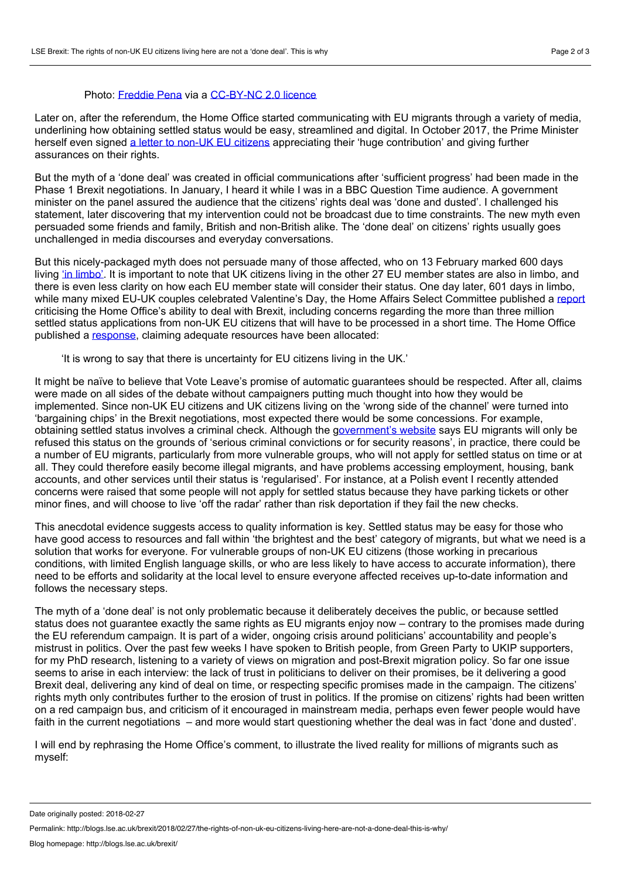Photo: Freddie Pena via a CC-BY-NC 2.0 licence

Later on, after the referendum, the Home Office started communicating with EU migrants through a variety of media, underlining how obtaining settled status would be easy, streamlined and digital. In October 2017, the Prime Minister herself even signed a letter to non-UK EU citizens appreciating their 'huge contribution' and giving further assurances on their rights.

But the myth of a 'done deal' was created in official communications after 'sufficient progress' had been made in the Phase 1 Brexit negotiations. In January, I heard it while I was in a BBC Question Time audience. A government minister on the panel assured the audience that the citizens' rights deal was 'done and dusted'. I challenged his statement, later discovering that my intervention could not be broadcast due to time constraints. The new myth even persuaded some friends and family, British and non-British alike. The 'done deal' on citizens' rights usually goes unchallenged in media discourses and everyday conversations.

But this nicely-packaged myth does not persuade many of those affected, who on 13 February marked 600 days living 'in limbo'. It is important to note that UK citizens living in the other 27 EU member states are also in limbo, and there is even less clarity on how each EU member state will consider their status. One day later, 601 days in limbo, while many mixed EU-UK couples celebrated Valentine's Day, the Home Affairs Select Committee published a report criticising the Home Office's ability to deal with Brexit, including concerns regarding the more than three million settled status applications from non-UK EU citizens that will have to be processed in a short time. The Home Office published a response, claiming adequate resources have been allocated:

> 'It is wrong to say that there is uncertainty for EU citizens living in the UK.'

It might be naïve to believe that Vote Leave's promise of automatic guarantees should be respected. After all, claims were made on all sides of the debate without campaigners putting much thought into how they would be implemented. Since non-UK EU citizens and UK citizens living on the 'wrong side of the channel' were turned into 'bargaining chips' in the Brexit negotiations, most expected there would be some concessions. For example, obtaining settled status involves a criminal check. Although the government's website says EU migrants will only be refused this status on the grounds of 'serious criminal convictions or for security reasons', in practice, there could be a number of EU migrants, particularly from more vulnerable groups, who will not apply for settled status on time or at all. They could therefore easily become illegal migrants, and have problems accessing employment, housing, bank accounts, and other services until their status is 'regularised'. For instance, at a Polish event I recently attended concerns were raised that some people will not apply for settled status because they have parking tickets or other minor fines, and will choose to live 'off the radar' rather than risk deportation if they fail the new checks.

This anecdotal evidence suggests access to quality information is key. Settled status may be easy for those who have good access to resources and fall within 'the brightest and the best' category of migrants, but what we need is a solution that works for everyone. For vulnerable groups of non-UK EU citizens (those working in precarious conditions, with limited English language skills, or who are less likely to have access to accurate information), there need to be efforts and solidarity at the local level to ensure everyone affected receives up-to-date information and follows the necessary steps.

The myth of a 'done deal' is not only problematic because it deliberately deceives the public, or because settled status does not guarantee exactly the same rights as EU migrants enjoy now – contrary to the promises made during the EU referendum campaign. It is part of a wider, ongoing crisis around politicians' accountability and people's mistrust in politics. Over the past few weeks I have spoken to British people, from Green Party to UKIP supporters, for my PhD research, listening to a variety of views on migration and post-Brexit migration policy. So far one issue seems to arise in each interview: the lack of trust in politicians to deliver on their promises, be it delivering a good Brexit deal, delivering any kind of deal on time, or respecting specific promises made in the campaign. The citizens' rights myth only contributes further to the erosion of trust in politics. If the promise on citizens' rights had been written on a red campaign bus, and criticism of it encouraged in mainstream media, perhaps even fewer people would have faith in the current negotiations – and more would start questioning whether the deal was in fact 'done and dusted'.

I will end by rephrasing the Home Office's comment, to illustrate the lived reality for millions of migrants such as myself: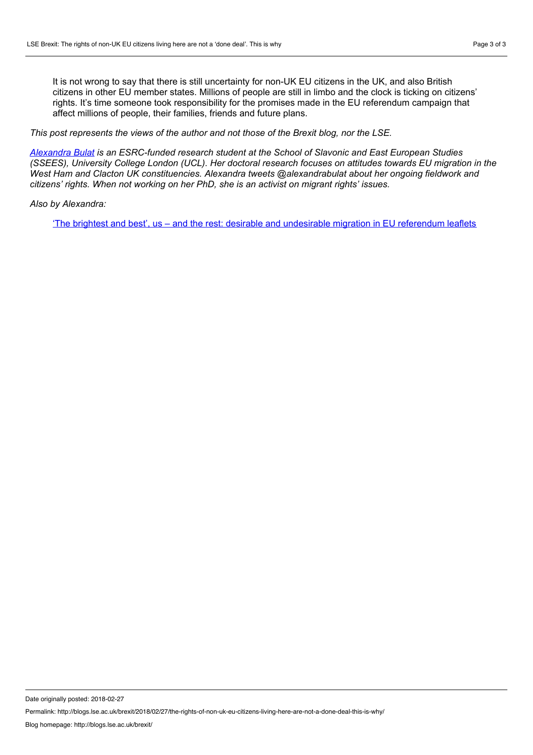It is not wrong to say that there is still uncertainty for non-UK EU citizens in the UK, and also British citizens in other EU member states. Millions of people are still in limbo and the clock is ticking on citizens' rights. It's time someone took responsibility for the promises made in the EU referendum campaign that affect millions of people, their families, friends and future plans.

*This post represents the views of the author and not those of the Brexit blog, nor the LSE.*

*Alexandra Bulat is an ESRC-funded research student at the School of Slavonic and East European Studies (SSEES), University College London (UCL). Her doctoral research focuses on attitudes towards EU migration in the West Ham and Clacton UK constituencies. Alexandra tweets @alexandrabulat about her ongoing fieldwork and citizens' rights. When not working on her PhD, she is an activist on migrant rights' issues.*

*Also by Alexandra:*

'The brightest and best', us – and the rest: desirable and undesirable migration in EU referendum leaflets

Date originally posted: 2018-02-27

Permalink: http://blogs.lse.ac.uk/brexit/2018/02/27/the-rights-of-non-uk-eu-citizens-living-here-are-not-a-done-deal-this-is-why/

Blog homepage: http://blogs.lse.ac.uk/brexit/